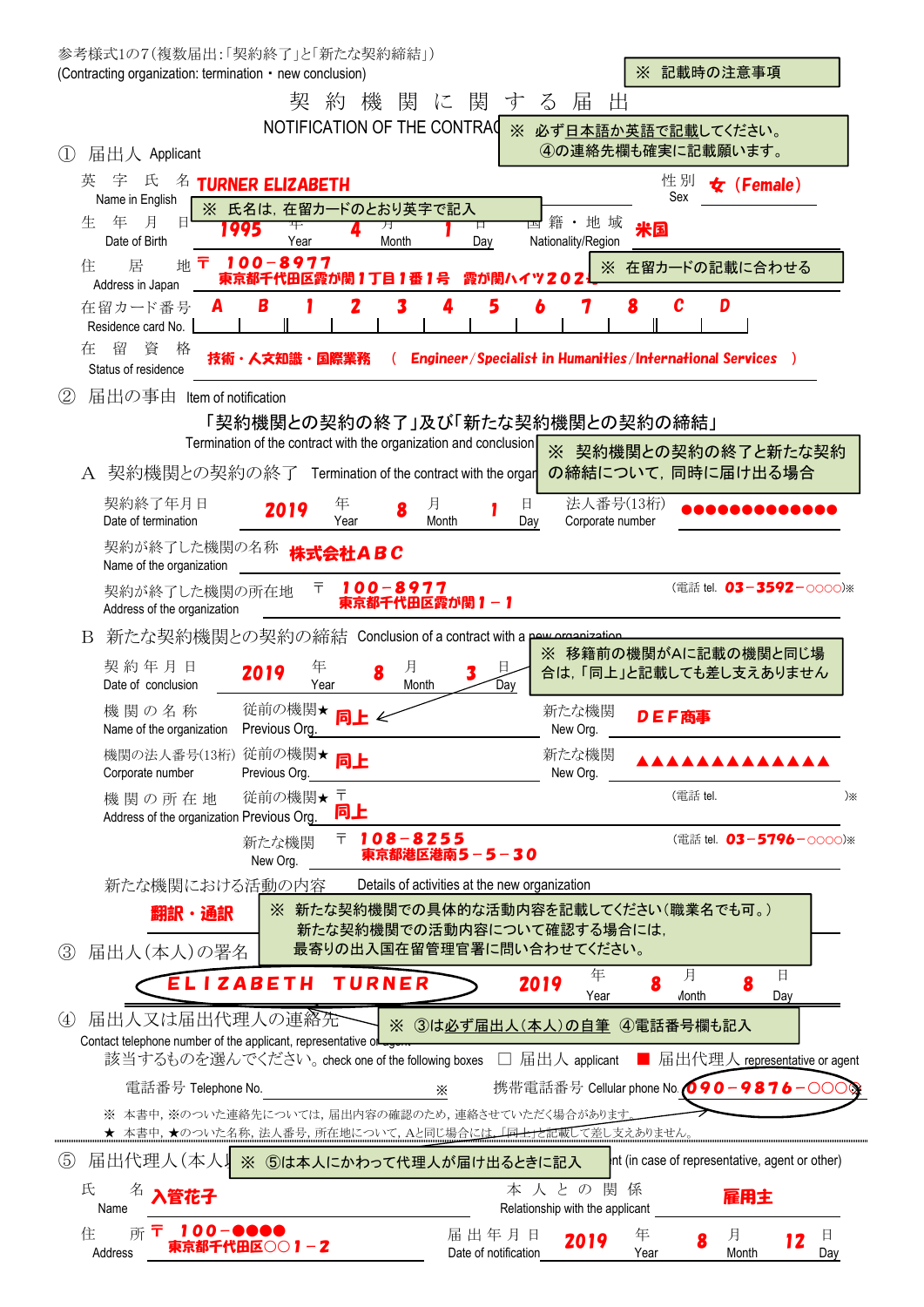参考様式1の7(複数届出:「契約終了」と「新たな契約締結」)
(Contracting organization: termination・new conclusion)

※ 記載時の注意事項

# 契約機関に関する届出

NOTIFICATION OF THE CONTRAC

※ 必ず日本語か英語で記載してください。
④の連絡先欄も確実に記載願います。

## ① 届出人 Applicant

英字氏名 Name in English: TURNER ELIZABETH

※ 氏名は，在留カードのとおり英字で記入

性別 Sex: 女（Female）

生年月日 Date of Birth: 1995 年 Year 4 月 Month 1 日 Day

国籍・地域 Nationality/Region: 米国

住居地 Address in Japan: 〒 100-8977 東京都千代田区霞が関１丁目１番１号 霞が関ハイツ202

※ 在留カードの記載に合わせる

在留カード番号 Residence card No.: A B 1 2 3 4 5 6 7 8 C D

在留資格 Status of residence: 技術・人文知識・国際業務 （ Engineer/Specialist in Humanities/International Services ）

## ② 届出の事由 Item of notification

「契約機関との契約の終了」及び「新たな契約機関との契約の締結」
Termination of the contract with the organization and conclusion

※ 契約機関との契約の終了と新たな契約の締結について，同時に届け出る場合

### A 契約機関との契約の終了 Termination of the contract with the organ

契約終了年月日 Date of termination: 2019 年 Year 8 月 Month 1 日 Day

法人番号(13桁) Corporate number: ●●●●●●●●●●●●●

契約が終了した機関の名称 Name of the organization: 株式会社ＡＢＣ

契約が終了した機関の所在地 Address of the organization: 〒 100-8977 東京都千代田区霞が関１－１ （電話 tel. 03-3592-○○○○）※

### B 新たな契約機関との契約の締結 Conclusion of a contract with a new organization

契約年月日 Date of conclusion: 2019 年 Year 8 月 Month 3 日 Day

※ 移籍前の機関がAに記載の機関と同じ場合は，「同上」と記載しても差し支えありません

機関の名称 Name of the organization
- 従前の機関★ Previous Org.: 同上
- 新たな機関 New Org.: ＤＥＦ商事

機関の法人番号(13桁) Corporate number
- 従前の機関★ Previous Org.: 同上
- 新たな機関 New Org.: ▲▲▲▲▲▲▲▲▲▲▲▲▲

機関の所在地 Address of the organization
- 従前の機関★ Previous Org.: 〒 同上 （電話 tel. ）※
- 新たな機関 New Org.: 〒 108-8255 東京都港区港南５－５－３０ （電話 tel. 03-5796-○○○○）※

新たな機関における活動の内容 Details of activities at the new organization: 翻訳・通訳

※ 新たな契約機関での具体的な活動内容を記載してください（職業名でも可。）
新たな契約機関での活動内容について確認する場合には，
最寄りの出入国在留管理官署に問い合わせてください。

## ③ 届出人(本人)の署名

ＥＬＩＺＡＢＥＴＨ ＴＵＲＮＥＲ　2019 年 Year 8 月 Month 8 日 Day

## ④ 届出人又は届出代理人の連絡先

Contact telephone number of the applicant, representative or agent

※ ③は必ず届出人(本人)の自筆 ④電話番号欄も記入

該当するものを選んでください。check one of the following boxes □ 届出人 applicant ■ 届出代理人 representative or agent

電話番号 Telephone No. ※　携帯電話番号 Cellular phone No. 090-9876-○○○○※

※ 本書中，※のついた連絡先については，届出内容の確認のため，連絡させていただく場合があります。
★ 本書中，★のついた名称，法人番号，所在地について，Aと同じ場合には，「同上」と記載して差し支えありません。

## ⑤ 届出代理人(本人

※ ⑤は本人にかわって代理人が届け出るときに記入

nt (in case of representative, agent or other)

氏名 Name: 入管花子

本人との関係 Relationship with the applicant: 雇用主

住所 Address: 〒 100-●●●● 東京都千代田区○○１－２

届出年月日 Date of notification: 2019 年 Year 8 月 Month 12 日 Day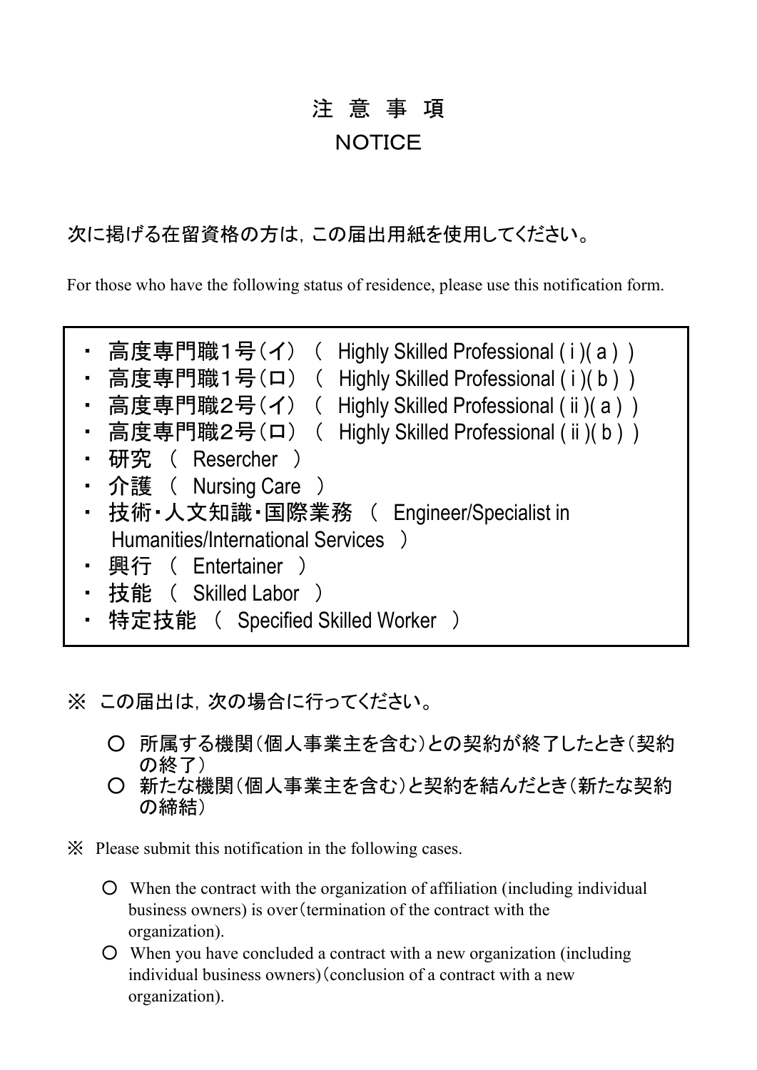# 注 意 事 項

# NOTICE

次に掲げる在留資格の方は，この届出用紙を使用してください。

For those who have the following status of residence, please use this notification form.

- 高度専門職1号（イ）（ Highly Skilled Professional ( i )( a ) ）
- 高度専門職1号（ロ）（ Highly Skilled Professional ( i )( b ) ）
- 高度専門職2号（イ）（ Highly Skilled Professional ( ii )( a ) ）
- 高度専門職2号（ロ）（ Highly Skilled Professional ( ii )( b ) ）
- 研究 （ Resercher ）
- 介護 （ Nursing Care ）
- 技術・人文知識・国際業務 （ Engineer/Specialist in Humanities/International Services ）
- 興行 （ Entertainer ）
- 技能 （ Skilled Labor ）
- 特定技能 （ Specified Skilled Worker ）

※ この届出は，次の場合に行ってください。

- ○ 所属する機関（個人事業主を含む）との契約が終了したとき（契約の終了）
- ○ 新たな機関（個人事業主を含む）と契約を結んだとき（新たな契約の締結）

※ Please submit this notification in the following cases.

- ○ When the contract with the organization of affiliation (including individual business owners) is over（termination of the contract with the organization).
- ○ When you have concluded a contract with a new organization (including individual business owners)（conclusion of a contract with a new organization).